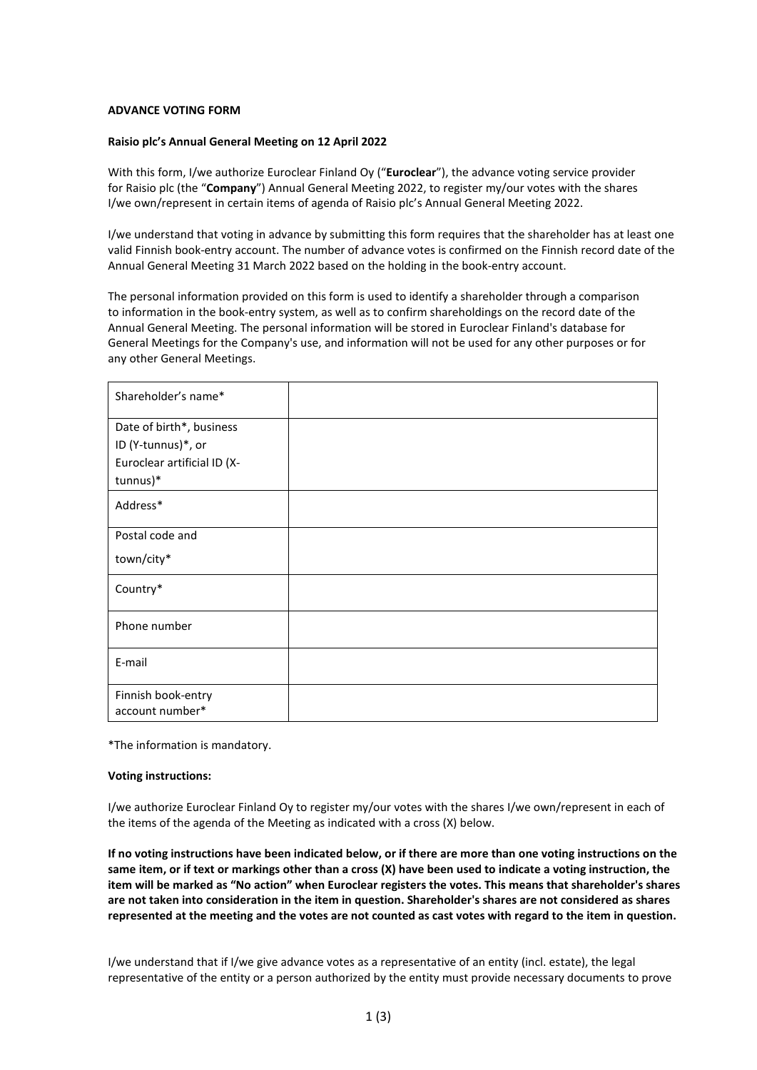**ADVANCE VOTING FORM**

**Raisio plc's Annual General Meeting on 12 April 2022**

With this form, I/we authorize Euroclear Finland Oy ("**Euroclear**"), the advance voting service provider for Raisio plc (the "**Company**") Annual General Meeting 2022, to register my/our votes with the shares I/we own/represent in certain items of agenda of Raisio plc's Annual General Meeting 2022.

I/we understand that voting in advance by submitting this form requires that the shareholder has at least one valid Finnish book-entry account. The number of advance votes is confirmed on the Finnish record date of the Annual General Meeting 31 March 2022 based on the holding in the book-entry account.

The personal information provided on this form is used to identify a shareholder through a comparison to information in the book-entry system, as well as to confirm shareholdings on the record date of the Annual General Meeting. The personal information will be stored in Euroclear Finland's database for General Meetings for the Company's use, and information will not be used for any other purposes or for any other General Meetings.

| | |
|---|---|
| Shareholder's name* | |
| Date of birth*, business ID (Y-tunnus)*, or Euroclear artificial ID (X-tunnus)* | |
| Address* | |
| Postal code and town/city* | |
| Country* | |
| Phone number | |
| E-mail | |
| Finnish book-entry account number* | |

*The information is mandatory.

**Voting instructions:**

I/we authorize Euroclear Finland Oy to register my/our votes with the shares I/we own/represent in each of the items of the agenda of the Meeting as indicated with a cross (X) below.

**If no voting instructions have been indicated below, or if there are more than one voting instructions on the same item, or if text or markings other than a cross (X) have been used to indicate a voting instruction, the item will be marked as "No action" when Euroclear registers the votes. This means that shareholder's shares are not taken into consideration in the item in question. Shareholder's shares are not considered as shares represented at the meeting and the votes are not counted as cast votes with regard to the item in question.**

I/we understand that if I/we give advance votes as a representative of an entity (incl. estate), the legal representative of the entity or a person authorized by the entity must provide necessary documents to prove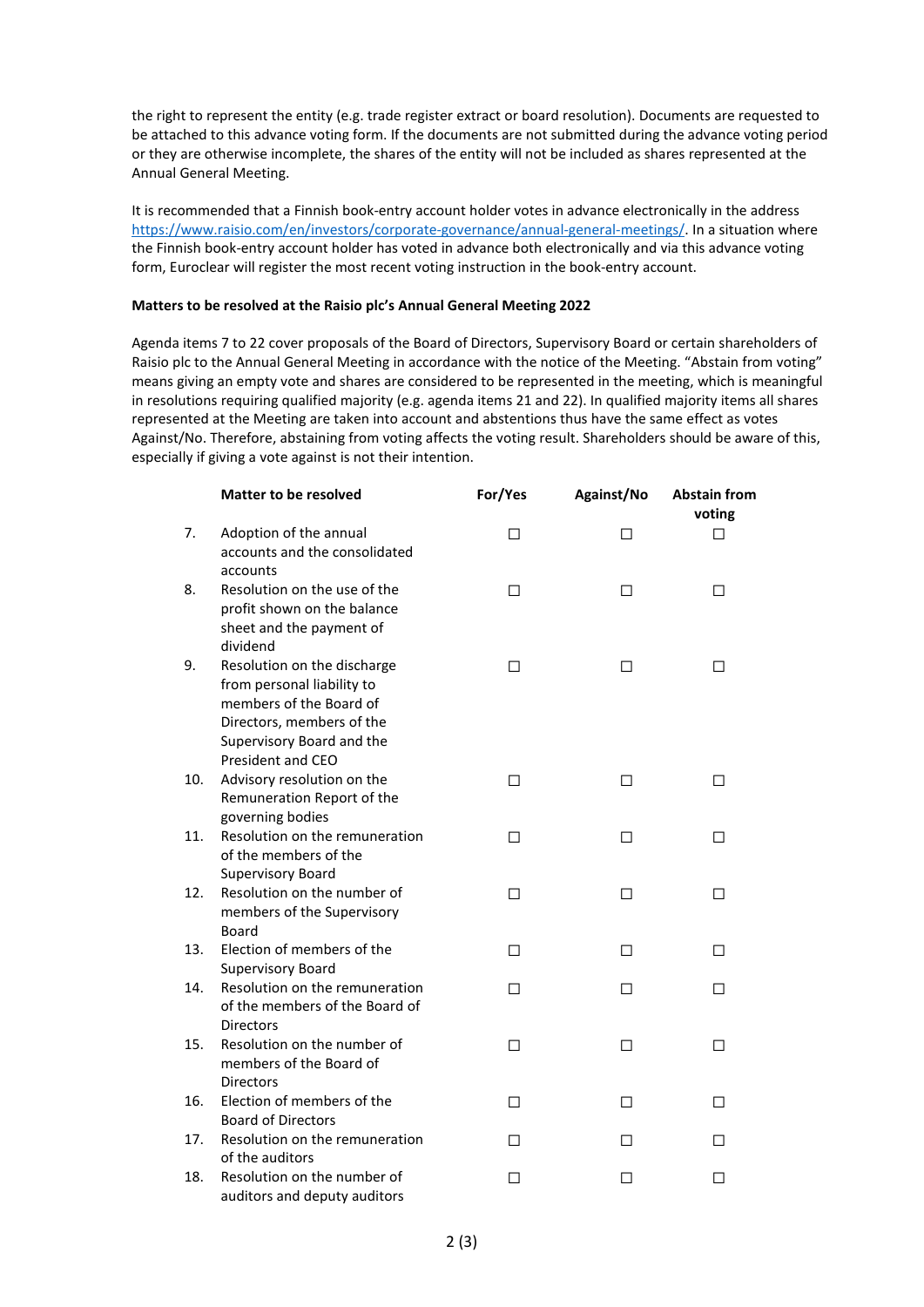the right to represent the entity (e.g. trade register extract or board resolution). Documents are requested to be attached to this advance voting form. If the documents are not submitted during the advance voting period or they are otherwise incomplete, the shares of the entity will not be included as shares represented at the Annual General Meeting.

It is recommended that a Finnish book-entry account holder votes in advance electronically in the address https://www.raisio.com/en/investors/corporate-governance/annual-general-meetings/. In a situation where the Finnish book-entry account holder has voted in advance both electronically and via this advance voting form, Euroclear will register the most recent voting instruction in the book-entry account.

**Matters to be resolved at the Raisio plc's Annual General Meeting 2022**

Agenda items 7 to 22 cover proposals of the Board of Directors, Supervisory Board or certain shareholders of Raisio plc to the Annual General Meeting in accordance with the notice of the Meeting. "Abstain from voting" means giving an empty vote and shares are considered to be represented in the meeting, which is meaningful in resolutions requiring qualified majority (e.g. agenda items 21 and 22). In qualified majority items all shares represented at the Meeting are taken into account and abstentions thus have the same effect as votes Against/No. Therefore, abstaining from voting affects the voting result. Shareholders should be aware of this, especially if giving a vote against is not their intention.

| | Matter to be resolved | For/Yes | Against/No | Abstain from voting |
|---|---|---|---|---|
| 7. | Adoption of the annual accounts and the consolidated accounts | ☐ | ☐ | ☐ |
| 8. | Resolution on the use of the profit shown on the balance sheet and the payment of dividend | ☐ | ☐ | ☐ |
| 9. | Resolution on the discharge from personal liability to members of the Board of Directors, members of the Supervisory Board and the President and CEO | ☐ | ☐ | ☐ |
| 10. | Advisory resolution on the Remuneration Report of the governing bodies | ☐ | ☐ | ☐ |
| 11. | Resolution on the remuneration of the members of the Supervisory Board | ☐ | ☐ | ☐ |
| 12. | Resolution on the number of members of the Supervisory Board | ☐ | ☐ | ☐ |
| 13. | Election of members of the Supervisory Board | ☐ | ☐ | ☐ |
| 14. | Resolution on the remuneration of the members of the Board of Directors | ☐ | ☐ | ☐ |
| 15. | Resolution on the number of members of the Board of Directors | ☐ | ☐ | ☐ |
| 16. | Election of members of the Board of Directors | ☐ | ☐ | ☐ |
| 17. | Resolution on the remuneration of the auditors | ☐ | ☐ | ☐ |
| 18. | Resolution on the number of auditors and deputy auditors | ☐ | ☐ | ☐ |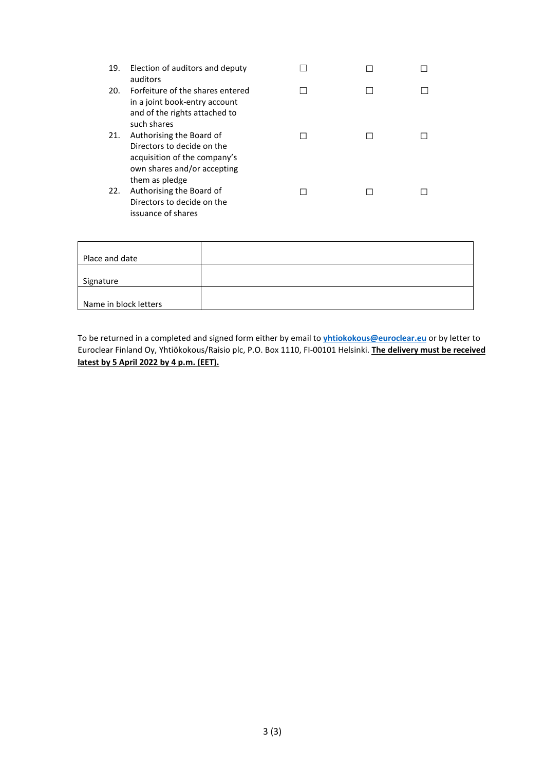| | | | | |
|---|---|---|---|---|
| 19. | Election of auditors and deputy auditors | ☐ | ☐ | ☐ |
| 20. | Forfeiture of the shares entered in a joint book-entry account and of the rights attached to such shares | ☐ | ☐ | ☐ |
| 21. | Authorising the Board of Directors to decide on the acquisition of the company's own shares and/or accepting them as pledge | ☐ | ☐ | ☐ |
| 22. | Authorising the Board of Directors to decide on the issuance of shares | ☐ | ☐ | ☐ |

| | |
|---|---|
| Place and date | |
| Signature | |
| Name in block letters | |

To be returned in a completed and signed form either by email to **yhtiokokous@euroclear.eu** or by letter to Euroclear Finland Oy, Yhtiökokous/Raisio plc, P.O. Box 1110, FI-00101 Helsinki. **The delivery must be received latest by 5 April 2022 by 4 p.m. (EET).**